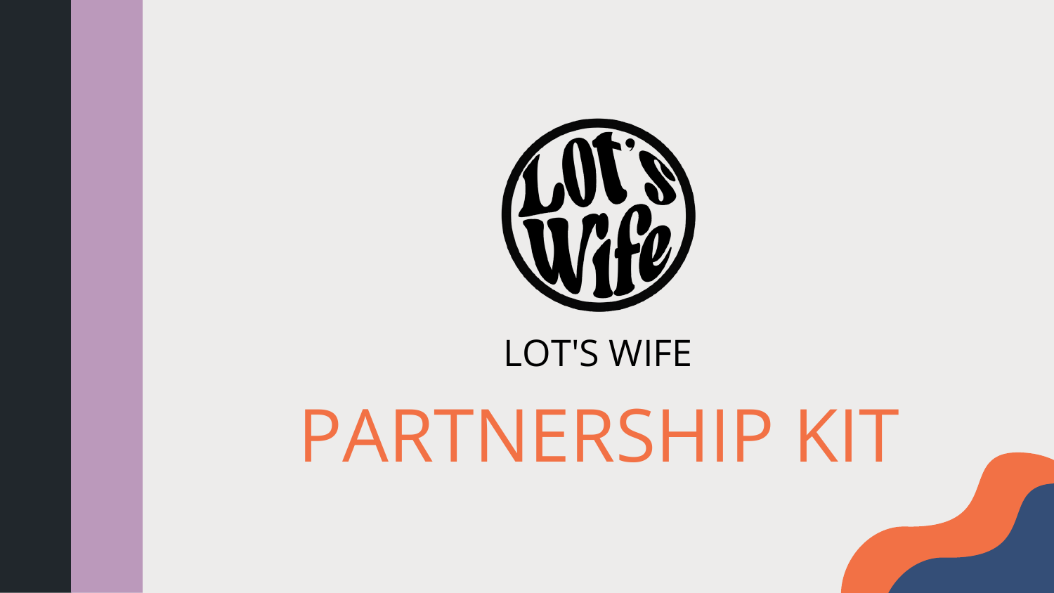LOT'S WIFE

# PARTNERSHIP KIT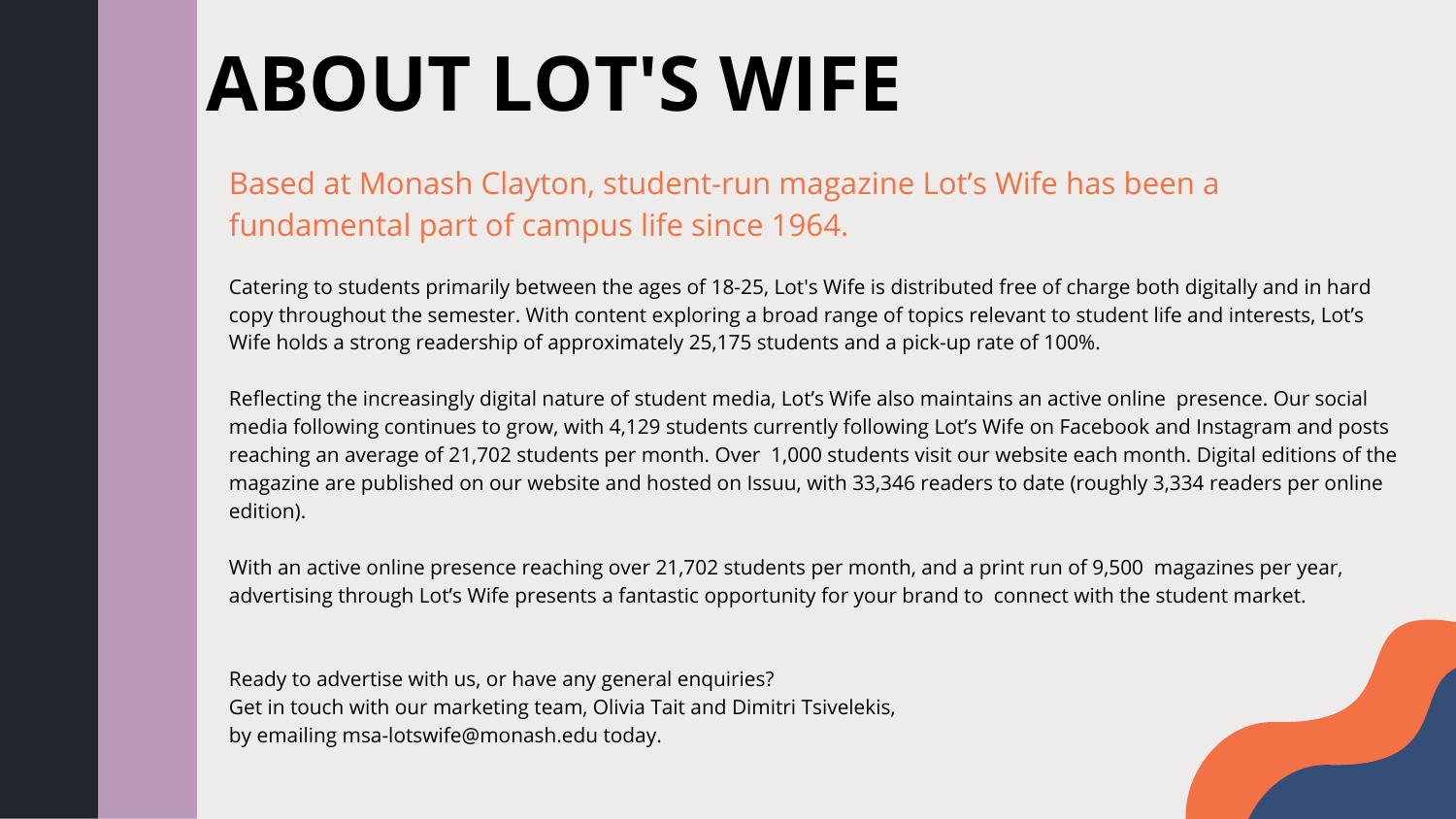# ABOUT LOT'S WIFE

Based at Monash Clayton, student-run magazine Lot's Wife has been a fundamental part of campus life since 1964.

Catering to students primarily between the ages of 18-25, Lot's Wife is distributed free of charge both digitally and in hard copy throughout the semester. With content exploring a broad range of topics relevant to student life and interests, Lot's Wife holds a strong readership of approximately 25,175 students and a pick-up rate of 100%.

Reflecting the increasingly digital nature of student media, Lot's Wife also maintains an active online presence. Our social media following continues to grow, with 4,129 students currently following Lot's Wife on Facebook and Instagram and posts reaching an average of 21,702 students per month. Over 1,000 students visit our website each month. Digital editions of the magazine are published on our website and hosted on Issuu, with 33,346 readers to date (roughly 3,334 readers per online edition).

With an active online presence reaching over 21,702 students per month, and a print run of 9,500 magazines per year, advertising through Lot's Wife presents a fantastic opportunity for your brand to connect with the student market.

Ready to advertise with us, or have any general enquiries?
Get in touch with our marketing team, Olivia Tait and Dimitri Tsivelekis,
by emailing msa-lotswife@monash.edu today.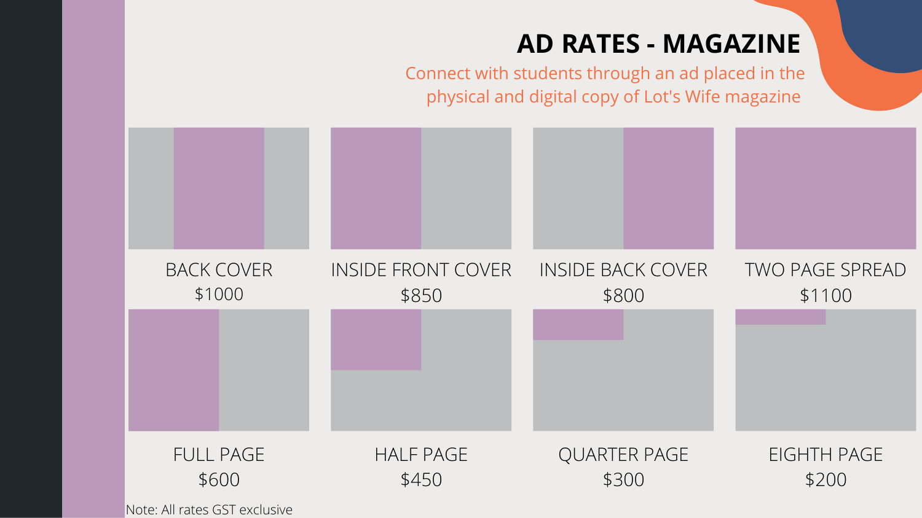# AD RATES - MAGAZINE

Connect with students through an ad placed in the physical and digital copy of Lot's Wife magazine

| Ad | Rate |
| --- | --- |
| BACK COVER | $1000 |
| INSIDE FRONT COVER | $850 |
| INSIDE BACK COVER | $800 |
| TWO PAGE SPREAD | $1100 |
| FULL PAGE | $600 |
| HALF PAGE | $450 |
| QUARTER PAGE | $300 |
| EIGHTH PAGE | $200 |

Note: All rates GST exclusive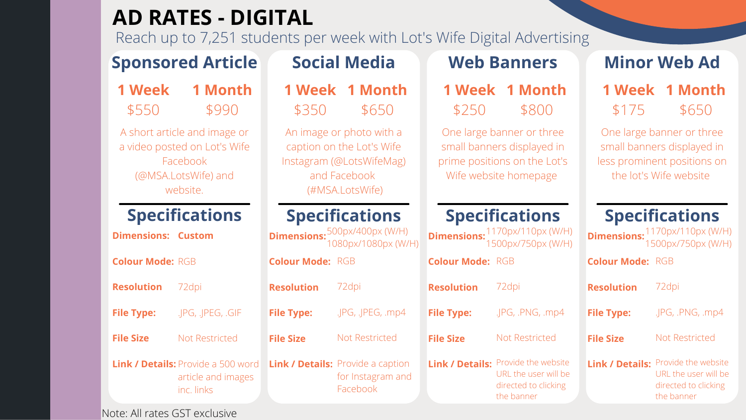# AD RATES - DIGITAL

Reach up to 7,251 students per week with Lot's Wife Digital Advertising

## Sponsored Article

| 1 Week | 1 Month |
|---|---|
| $550 | $990 |

A short article and image or a video posted on Lot's Wife Facebook (@MSA.LotsWife) and website.

### Specifications

- **Dimensions:** **Custom**
- **Colour Mode:** RGB
- **Resolution** 72dpi
- **File Type:** .JPG, .JPEG, .GIF
- **File Size** Not Restricted
- **Link / Details:** Provide a 500 word article and images inc. links

## Social Media

| 1 Week | 1 Month |
|---|---|
| $350 | $650 |

An image or photo with a caption on the Lot's Wife Instagram (@LotsWifeMag) and Facebook (#MSA.LotsWife)

### Specifications

- **Dimensions:** 500px/400px (W/H) 1080px/1080px (W/H)
- **Colour Mode:** RGB
- **Resolution** 72dpi
- **File Type:** .JPG, .JPEG, .mp4
- **File Size** Not Restricted
- **Link / Details:** Provide a caption for Instagram and Facebook

## Web Banners

| 1 Week | 1 Month |
|---|---|
| $250 | $800 |

One large banner or three small banners displayed in prime positions on the Lot's Wife website homepage

### Specifications

- **Dimensions:** 1170px/110px (W/H) 1500px/750px (W/H)
- **Colour Mode:** RGB
- **Resolution** 72dpi
- **File Type:** .JPG, .PNG, .mp4
- **File Size** Not Restricted
- **Link / Details:** Provide the website URL the user will be directed to clicking the banner

## Minor Web Ad

| 1 Week | 1 Month |
|---|---|
| $175 | $650 |

One large banner or three small banners displayed in less prominent positions on the lot's Wife website

### Specifications

- **Dimensions:** 1170px/110px (W/H) 1500px/750px (W/H)
- **Colour Mode:** RGB
- **Resolution** 72dpi
- **File Type:** .JPG, .PNG, .mp4
- **File Size** Not Restricted
- **Link / Details:** Provide the website URL the user will be directed to clicking the banner

Note: All rates GST exclusive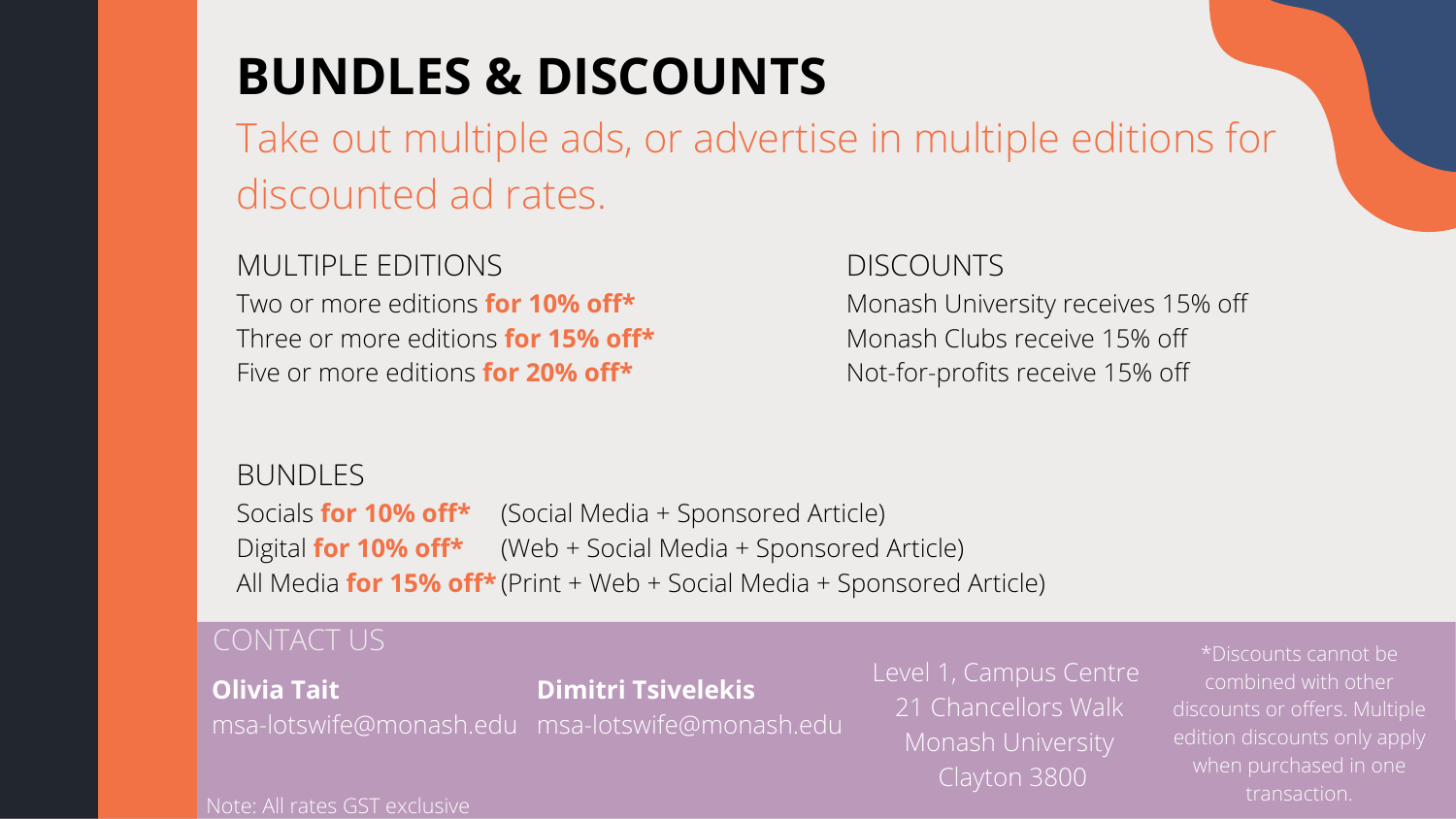# BUNDLES & DISCOUNTS

Take out multiple ads, or advertise in multiple editions for discounted ad rates.

## MULTIPLE EDITIONS

Two or more editions **for 10% off***
Three or more editions **for 15% off***
Five or more editions **for 20% off***

## DISCOUNTS

Monash University receives 15% off
Monash Clubs receive 15% off
Not-for-profits receive 15% off

## BUNDLES

Socials **for 10% off*** (Social Media + Sponsored Article)
Digital **for 10% off*** (Web + Social Media + Sponsored Article)
All Media **for 15% off*** (Print + Web + Social Media + Sponsored Article)

## CONTACT US

**Olivia Tait**
msa-lotswife@monash.edu

**Dimitri Tsivelekis**
msa-lotswife@monash.edu

Level 1, Campus Centre
21 Chancellors Walk
Monash University
Clayton 3800

*Discounts cannot be combined with other discounts or offers. Multiple edition discounts only apply when purchased in one transaction.

Note: All rates GST exclusive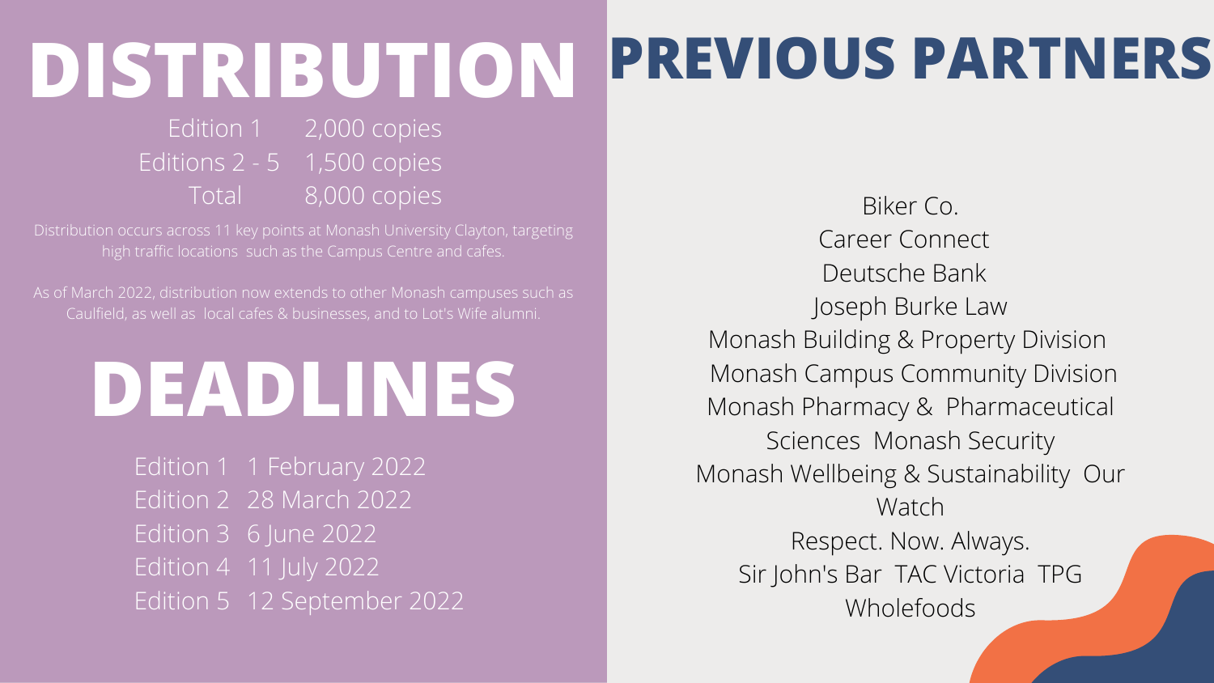# DISTRIBUTION

| | |
|---|---|
| Edition 1 | 2,000 copies |
| Editions 2 - 5 | 1,500 copies |
| Total | 8,000 copies |

Distribution occurs across 11 key points at Monash University Clayton, targeting high traffic locations such as the Campus Centre and cafes.

As of March 2022, distribution now extends to other Monash campuses such as Caulfield, as well as local cafes & businesses, and to Lot's Wife alumni.

# DEADLINES

| | |
|---|---|
| Edition 1 | 1 February 2022 |
| Edition 2 | 28 March 2022 |
| Edition 3 | 6 June 2022 |
| Edition 4 | 11 July 2022 |
| Edition 5 | 12 September 2022 |

# PREVIOUS PARTNERS

Biker Co.
Career Connect
Deutsche Bank
Joseph Burke Law
Monash Building & Property Division
Monash Campus Community Division
Monash Pharmacy & Pharmaceutical Sciences
Monash Security
Monash Wellbeing & Sustainability
Our Watch
Respect. Now. Always.
Sir John's Bar
TAC Victoria
TPG
Wholefoods